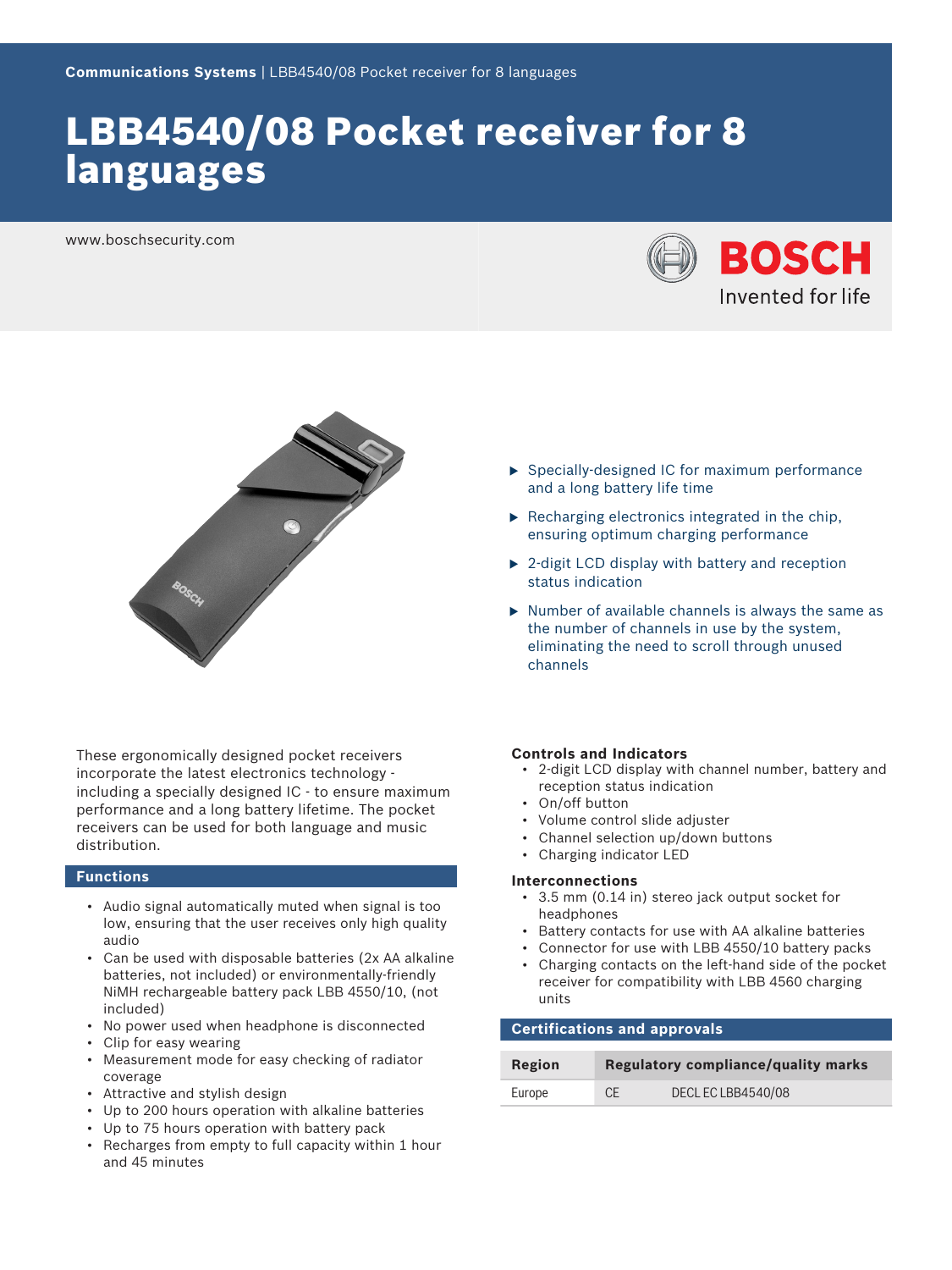Communications Systems | LBB4540/08 Pocket receiver for 8 languages

# LBB4540/08 Pocket receiver for 8 languages

www.boschsecurity.com

BOSCH
Invented for life

- Specially-designed IC for maximum performance and a long battery life time
- Recharging electronics integrated in the chip, ensuring optimum charging performance
- 2-digit LCD display with battery and reception status indication
- Number of available channels is always the same as the number of channels in use by the system, eliminating the need to scroll through unused channels

These ergonomically designed pocket receivers incorporate the latest electronics technology - including a specially designed IC - to ensure maximum performance and a long battery lifetime. The pocket receivers can be used for both language and music distribution.

## Functions

- Audio signal automatically muted when signal is too low, ensuring that the user receives only high quality audio
- Can be used with disposable batteries (2x AA alkaline batteries, not included) or environmentally-friendly NiMH rechargeable battery pack LBB 4550/10, (not included)
- No power used when headphone is disconnected
- Clip for easy wearing
- Measurement mode for easy checking of radiator coverage
- Attractive and stylish design
- Up to 200 hours operation with alkaline batteries
- Up to 75 hours operation with battery pack
- Recharges from empty to full capacity within 1 hour and 45 minutes

### Controls and Indicators

- 2-digit LCD display with channel number, battery and reception status indication
- On/off button
- Volume control slide adjuster
- Channel selection up/down buttons
- Charging indicator LED

### Interconnections

- 3.5 mm (0.14 in) stereo jack output socket for headphones
- Battery contacts for use with AA alkaline batteries
- Connector for use with LBB 4550/10 battery packs
- Charging contacts on the left-hand side of the pocket receiver for compatibility with LBB 4560 charging units

## Certifications and approvals

| Region | Regulatory compliance/quality marks | |
|---|---|---|
| Europe | CE | DECL EC LBB4540/08 |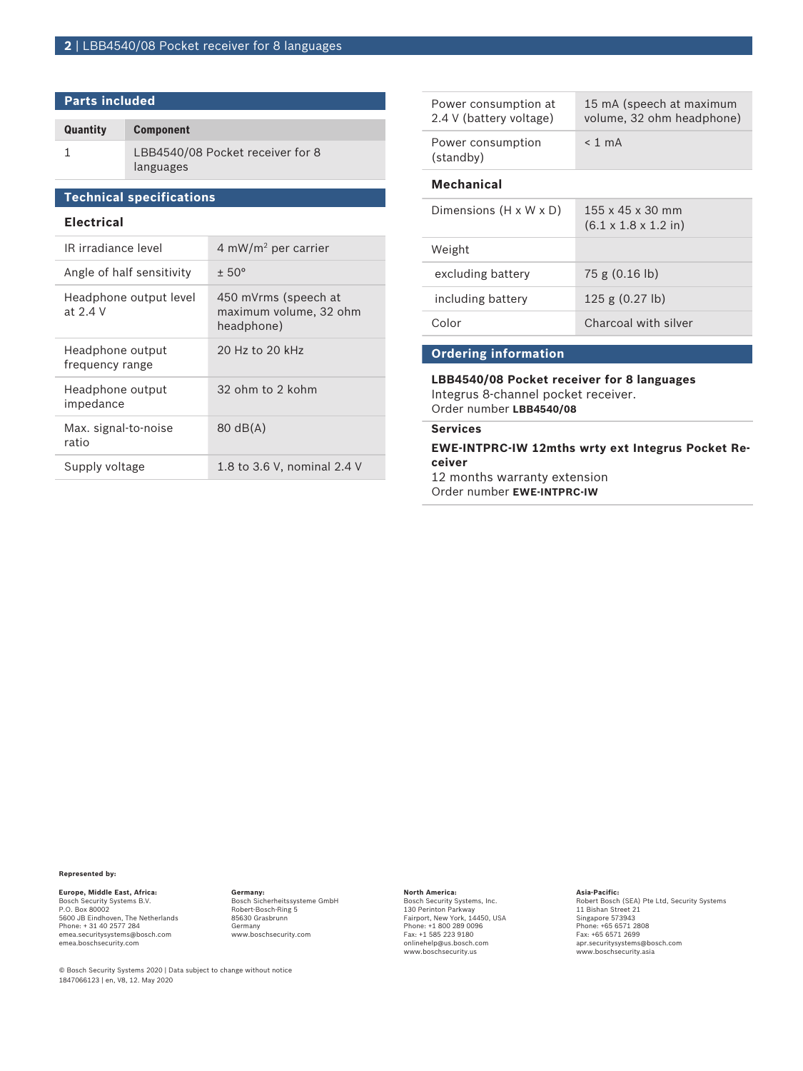## Parts included

| Quantity | Component |
|---|---|
| 1 | LBB4540/08 Pocket receiver for 8 languages |

## Technical specifications

### Electrical

| | |
|---|---|
| IR irradiance level | 4 mW/m$^2$ per carrier |
| Angle of half sensitivity | ± 50° |
| Headphone output level at 2.4 V | 450 mVrms (speech at maximum volume, 32 ohm headphone) |
| Headphone output frequency range | 20 Hz to 20 kHz |
| Headphone output impedance | 32 ohm to 2 kohm |
| Max. signal-to-noise ratio | 80 dB(A) |
| Supply voltage | 1.8 to 3.6 V, nominal 2.4 V |
| Power consumption at 2.4 V (battery voltage) | 15 mA (speech at maximum volume, 32 ohm headphone) |
| Power consumption (standby) | < 1 mA |

### Mechanical

| | |
|---|---|
| Dimensions (H x W x D) | 155 x 45 x 30 mm (6.1 x 1.8 x 1.2 in) |
| Weight | |
| excluding battery | 75 g (0.16 lb) |
| including battery | 125 g (0.27 lb) |
| Color | Charcoal with silver |

## Ordering information

**LBB4540/08 Pocket receiver for 8 languages**
Integrus 8-channel pocket receiver.
Order number **LBB4540/08**

### Services

**EWE-INTPRC-IW 12mths wrty ext Integrus Pocket Receiver**
12 months warranty extension
Order number **EWE-INTPRC-IW**

**Represented by:**

**Europe, Middle East, Africa:**
Bosch Security Systems B.V.
P.O. Box 80002
5600 JB Eindhoven, The Netherlands
Phone: + 31 40 2577 284
emea.securitysystems@bosch.com
emea.boschsecurity.com

**Germany:**
Bosch Sicherheitssysteme GmbH
Robert-Bosch-Ring 5
85630 Grasbrunn
Germany
www.boschsecurity.com

**North America:**
Bosch Security Systems, Inc.
130 Perinton Parkway
Fairport, New York, 14450, USA
Phone: +1 800 289 0096
Fax: +1 585 223 9180
onlinehelp@us.bosch.com
www.boschsecurity.us

**Asia-Pacific:**
Robert Bosch (SEA) Pte Ltd, Security Systems
11 Bishan Street 21
Singapore 573943
Phone: +65 6571 2808
Fax: +65 6571 2699
apr.securitysystems@bosch.com
www.boschsecurity.asia

© Bosch Security Systems 2020 | Data subject to change without notice
1847066123 | en, V8, 12. May 2020